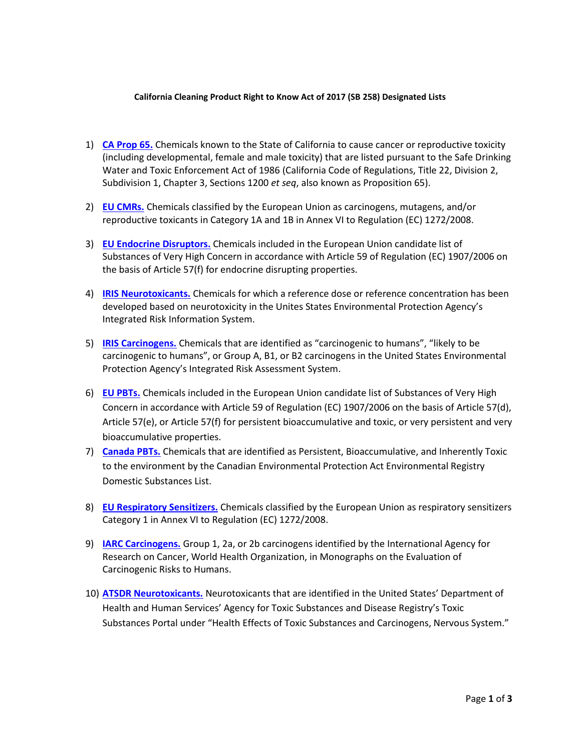**California Cleaning Product Right to Know Act of 2017 (SB 258) Designated Lists**

1) **CA Prop 65.** Chemicals known to the State of California to cause cancer or reproductive toxicity (including developmental, female and male toxicity) that are listed pursuant to the Safe Drinking Water and Toxic Enforcement Act of 1986 (California Code of Regulations, Title 22, Division 2, Subdivision 1, Chapter 3, Sections 1200 *et seq*, also known as Proposition 65).

2) **EU CMRs.** Chemicals classified by the European Union as carcinogens, mutagens, and/or reproductive toxicants in Category 1A and 1B in Annex VI to Regulation (EC) 1272/2008.

3) **EU Endocrine Disruptors.** Chemicals included in the European Union candidate list of Substances of Very High Concern in accordance with Article 59 of Regulation (EC) 1907/2006 on the basis of Article 57(f) for endocrine disrupting properties.

4) **IRIS Neurotoxicants.** Chemicals for which a reference dose or reference concentration has been developed based on neurotoxicity in the Unites States Environmental Protection Agency's Integrated Risk Information System.

5) **IRIS Carcinogens.** Chemicals that are identified as "carcinogenic to humans", "likely to be carcinogenic to humans", or Group A, B1, or B2 carcinogens in the United States Environmental Protection Agency's Integrated Risk Assessment System.

6) **EU PBTs.** Chemicals included in the European Union candidate list of Substances of Very High Concern in accordance with Article 59 of Regulation (EC) 1907/2006 on the basis of Article 57(d), Article 57(e), or Article 57(f) for persistent bioaccumulative and toxic, or very persistent and very bioaccumulative properties.

7) **Canada PBTs.** Chemicals that are identified as Persistent, Bioaccumulative, and Inherently Toxic to the environment by the Canadian Environmental Protection Act Environmental Registry Domestic Substances List.

8) **EU Respiratory Sensitizers.** Chemicals classified by the European Union as respiratory sensitizers Category 1 in Annex VI to Regulation (EC) 1272/2008.

9) **IARC Carcinogens.** Group 1, 2a, or 2b carcinogens identified by the International Agency for Research on Cancer, World Health Organization, in Monographs on the Evaluation of Carcinogenic Risks to Humans.

10) **ATSDR Neurotoxicants.** Neurotoxicants that are identified in the United States' Department of Health and Human Services' Agency for Toxic Substances and Disease Registry's Toxic Substances Portal under "Health Effects of Toxic Substances and Carcinogens, Nervous System."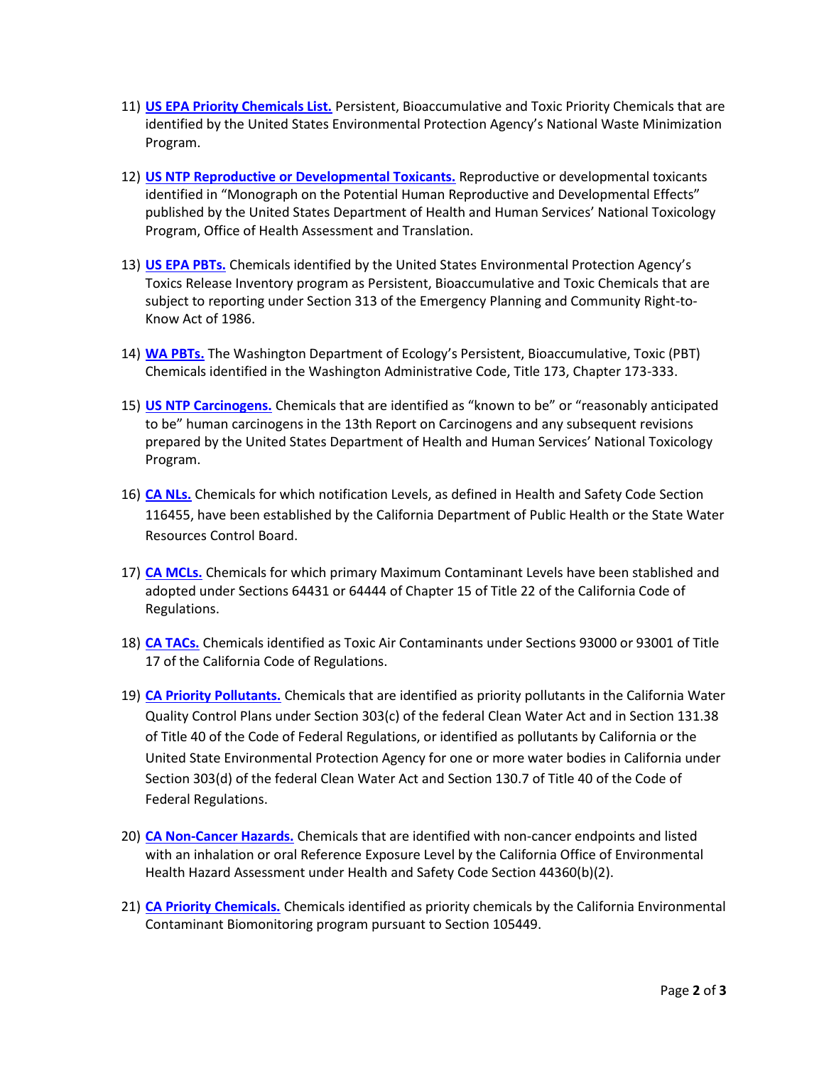11) **US EPA Priority Chemicals List.** Persistent, Bioaccumulative and Toxic Priority Chemicals that are identified by the United States Environmental Protection Agency's National Waste Minimization Program.

12) **US NTP Reproductive or Developmental Toxicants.** Reproductive or developmental toxicants identified in "Monograph on the Potential Human Reproductive and Developmental Effects" published by the United States Department of Health and Human Services' National Toxicology Program, Office of Health Assessment and Translation.

13) **US EPA PBTs.** Chemicals identified by the United States Environmental Protection Agency's Toxics Release Inventory program as Persistent, Bioaccumulative and Toxic Chemicals that are subject to reporting under Section 313 of the Emergency Planning and Community Right-to-Know Act of 1986.

14) **WA PBTs.** The Washington Department of Ecology's Persistent, Bioaccumulative, Toxic (PBT) Chemicals identified in the Washington Administrative Code, Title 173, Chapter 173-333.

15) **US NTP Carcinogens.** Chemicals that are identified as "known to be" or "reasonably anticipated to be" human carcinogens in the 13th Report on Carcinogens and any subsequent revisions prepared by the United States Department of Health and Human Services' National Toxicology Program.

16) **CA NLs.** Chemicals for which notification Levels, as defined in Health and Safety Code Section 116455, have been established by the California Department of Public Health or the State Water Resources Control Board.

17) **CA MCLs.** Chemicals for which primary Maximum Contaminant Levels have been stablished and adopted under Sections 64431 or 64444 of Chapter 15 of Title 22 of the California Code of Regulations.

18) **CA TACs.** Chemicals identified as Toxic Air Contaminants under Sections 93000 or 93001 of Title 17 of the California Code of Regulations.

19) **CA Priority Pollutants.** Chemicals that are identified as priority pollutants in the California Water Quality Control Plans under Section 303(c) of the federal Clean Water Act and in Section 131.38 of Title 40 of the Code of Federal Regulations, or identified as pollutants by California or the United State Environmental Protection Agency for one or more water bodies in California under Section 303(d) of the federal Clean Water Act and Section 130.7 of Title 40 of the Code of Federal Regulations.

20) **CA Non-Cancer Hazards.** Chemicals that are identified with non-cancer endpoints and listed with an inhalation or oral Reference Exposure Level by the California Office of Environmental Health Hazard Assessment under Health and Safety Code Section 44360(b)(2).

21) **CA Priority Chemicals.** Chemicals identified as priority chemicals by the California Environmental Contaminant Biomonitoring program pursuant to Section 105449.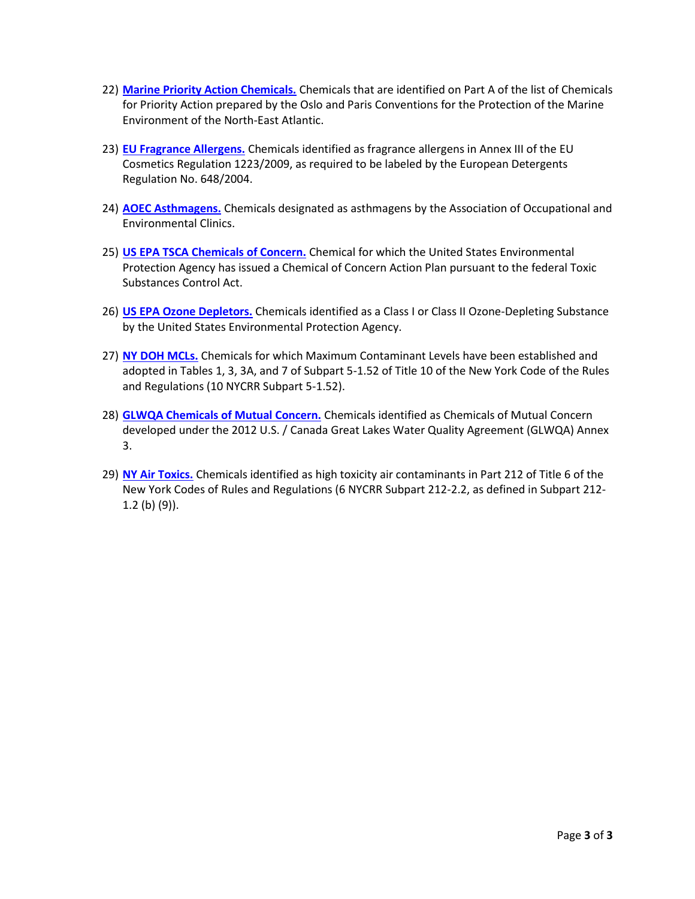22) **Marine Priority Action Chemicals.** Chemicals that are identified on Part A of the list of Chemicals for Priority Action prepared by the Oslo and Paris Conventions for the Protection of the Marine Environment of the North-East Atlantic.

23) **EU Fragrance Allergens.** Chemicals identified as fragrance allergens in Annex III of the EU Cosmetics Regulation 1223/2009, as required to be labeled by the European Detergents Regulation No. 648/2004.

24) **AOEC Asthmagens.** Chemicals designated as asthmagens by the Association of Occupational and Environmental Clinics.

25) **US EPA TSCA Chemicals of Concern.** Chemical for which the United States Environmental Protection Agency has issued a Chemical of Concern Action Plan pursuant to the federal Toxic Substances Control Act.

26) **US EPA Ozone Depletors.** Chemicals identified as a Class I or Class II Ozone-Depleting Substance by the United States Environmental Protection Agency.

27) **NY DOH MCLs.** Chemicals for which Maximum Contaminant Levels have been established and adopted in Tables 1, 3, 3A, and 7 of Subpart 5-1.52 of Title 10 of the New York Code of the Rules and Regulations (10 NYCRR Subpart 5-1.52).

28) **GLWQA Chemicals of Mutual Concern.** Chemicals identified as Chemicals of Mutual Concern developed under the 2012 U.S. / Canada Great Lakes Water Quality Agreement (GLWQA) Annex 3.

29) **NY Air Toxics.** Chemicals identified as high toxicity air contaminants in Part 212 of Title 6 of the New York Codes of Rules and Regulations (6 NYCRR Subpart 212-2.2, as defined in Subpart 212-1.2 (b) (9)).